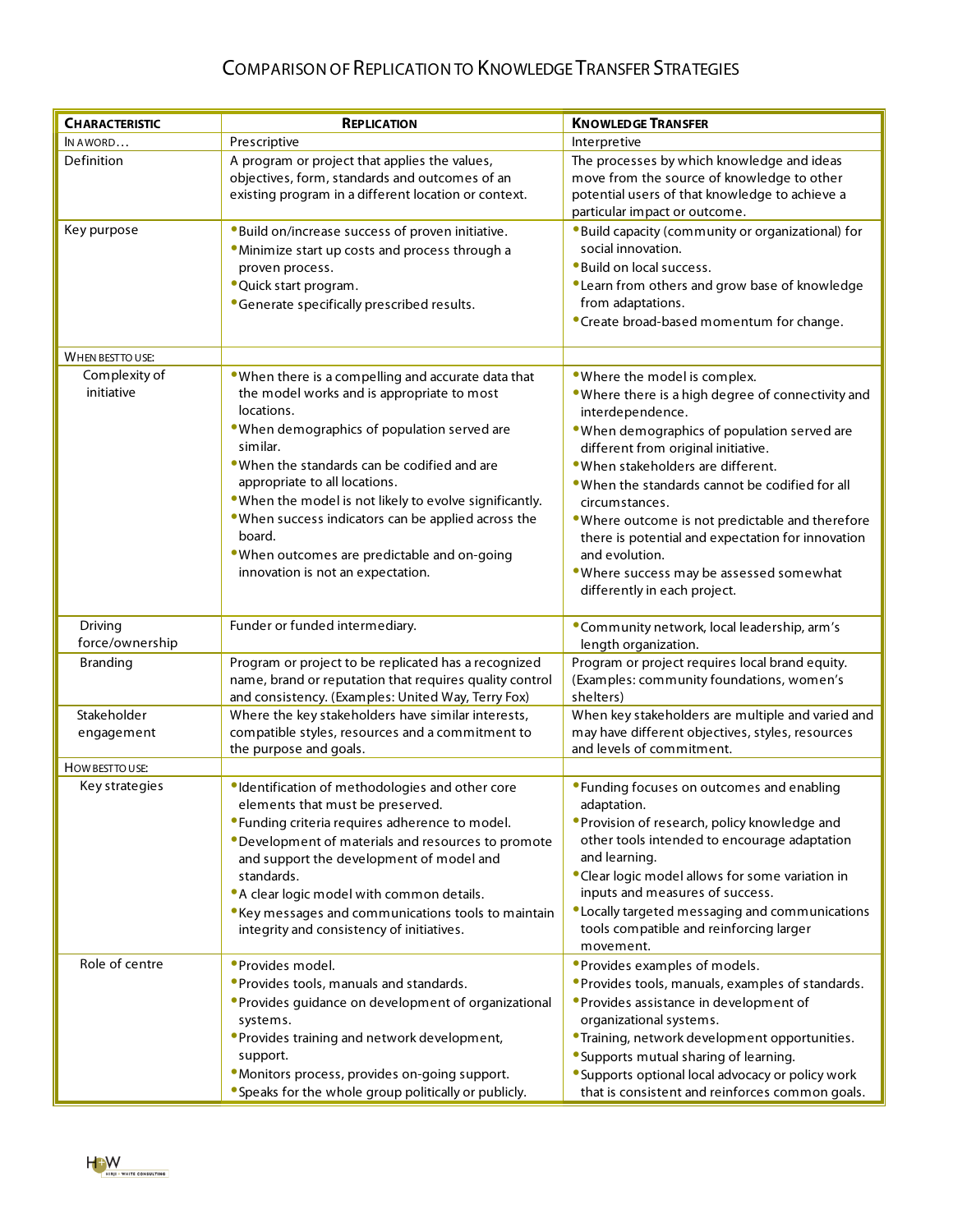# Comparison of Replication to Knowledge Transfer Strategies

| Characteristic | Replication | Knowledge Transfer |
|---|---|---|
| In a word… | Prescriptive | Interpretive |
| Definition | A program or project that applies the values, objectives, form, standards and outcomes of an existing program in a different location or context. | The processes by which knowledge and ideas move from the source of knowledge to other potential users of that knowledge to achieve a particular impact or outcome. |
| Key purpose | • Build on/increase success of proven initiative.<br>• Minimize start up costs and process through a proven process.<br>• Quick start program.<br>• Generate specifically prescribed results. | • Build capacity (community or organizational) for social innovation.<br>• Build on local success.<br>• Learn from others and grow base of knowledge from adaptations.<br>• Create broad-based momentum for change. |
| **When best to use:** | | |
| Complexity of initiative | • When there is a compelling and accurate data that the model works and is appropriate to most locations.<br>• When demographics of population served are similar.<br>• When the standards can be codified and are appropriate to all locations.<br>• When the model is not likely to evolve significantly.<br>• When success indicators can be applied across the board.<br>• When outcomes are predictable and on-going innovation is not an expectation. | • Where the model is complex.<br>• Where there is a high degree of connectivity and interdependence.<br>• When demographics of population served are different from original initiative.<br>• When stakeholders are different.<br>• When the standards cannot be codified for all circumstances.<br>• Where outcome is not predictable and therefore there is potential and expectation for innovation and evolution.<br>• Where success may be assessed somewhat differently in each project. |
| Driving force/ownership | Funder or funded intermediary. | • Community network, local leadership, arm's length organization. |
| Branding | Program or project to be replicated has a recognized name, brand or reputation that requires quality control and consistency. (Examples: United Way, Terry Fox) | Program or project requires local brand equity. (Examples: community foundations, women's shelters) |
| Stakeholder engagement | Where the key stakeholders have similar interests, compatible styles, resources and a commitment to the purpose and goals. | When key stakeholders are multiple and varied and may have different objectives, styles, resources and levels of commitment. |
| **How best to use:** | | |
| Key strategies | • Identification of methodologies and other core elements that must be preserved.<br>• Funding criteria requires adherence to model.<br>• Development of materials and resources to promote and support the development of model and standards.<br>• A clear logic model with common details.<br>• Key messages and communications tools to maintain integrity and consistency of initiatives. | • Funding focuses on outcomes and enabling adaptation.<br>• Provision of research, policy knowledge and other tools intended to encourage adaptation and learning.<br>• Clear logic model allows for some variation in inputs and measures of success.<br>• Locally targeted messaging and communications tools compatible and reinforcing larger movement. |
| Role of centre | • Provides model.<br>• Provides tools, manuals and standards.<br>• Provides guidance on development of organizational systems.<br>• Provides training and network development, support.<br>• Monitors process, provides on-going support.<br>• Speaks for the whole group politically or publicly. | • Provides examples of models.<br>• Provides tools, manuals, examples of standards.<br>• Provides assistance in development of organizational systems.<br>• Training, network development opportunities.<br>• Supports mutual sharing of learning.<br>• Supports optional local advocacy or policy work that is consistent and reinforces common goals. |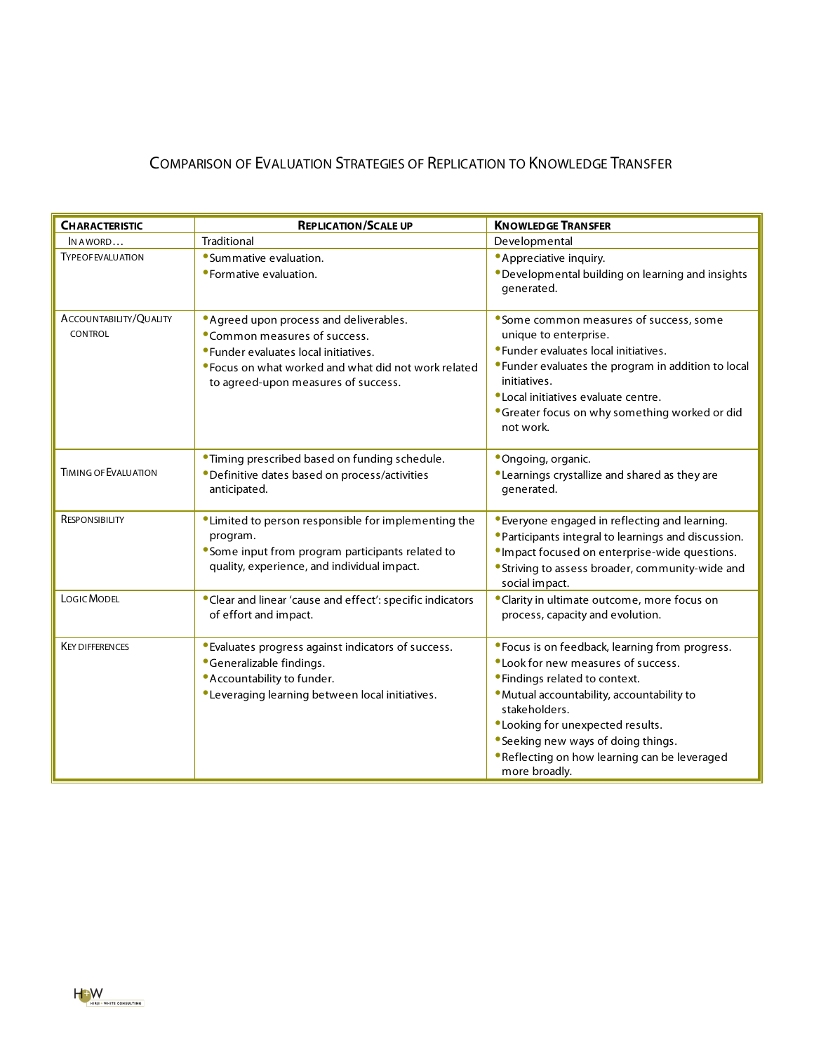## Comparison of Evaluation Strategies of Replication to Knowledge Transfer

| **Characteristic** | **Replication/Scale up** | **Knowledge Transfer** |
|---|---|---|
| In a word… | Traditional | Developmental |
| Type of evaluation | • Summative evaluation.<br>• Formative evaluation. | • Appreciative inquiry.<br>• Developmental building on learning and insights generated. |
| Accountability/Quality control | • Agreed upon process and deliverables.<br>• Common measures of success.<br>• Funder evaluates local initiatives.<br>• Focus on what worked and what did not work related to agreed-upon measures of success. | • Some common measures of success, some unique to enterprise.<br>• Funder evaluates local initiatives.<br>• Funder evaluates the program in addition to local initiatives.<br>• Local initiatives evaluate centre.<br>• Greater focus on why something worked or did not work. |
| Timing of Evaluation | • Timing prescribed based on funding schedule.<br>• Definitive dates based on process/activities anticipated. | • Ongoing, organic.<br>• Learnings crystallize and shared as they are generated. |
| Responsibility | • Limited to person responsible for implementing the program.<br>• Some input from program participants related to quality, experience, and individual impact. | • Everyone engaged in reflecting and learning.<br>• Participants integral to learnings and discussion.<br>• Impact focused on enterprise-wide questions.<br>• Striving to assess broader, community-wide and social impact. |
| Logic Model | • Clear and linear 'cause and effect': specific indicators of effort and impact. | • Clarity in ultimate outcome, more focus on process, capacity and evolution. |
| Key differences | • Evaluates progress against indicators of success.<br>• Generalizable findings.<br>• Accountability to funder.<br>• Leveraging learning between local initiatives. | • Focus is on feedback, learning from progress.<br>• Look for new measures of success.<br>• Findings related to context.<br>• Mutual accountability, accountability to stakeholders.<br>• Looking for unexpected results.<br>• Seeking new ways of doing things.<br>• Reflecting on how learning can be leveraged more broadly. |